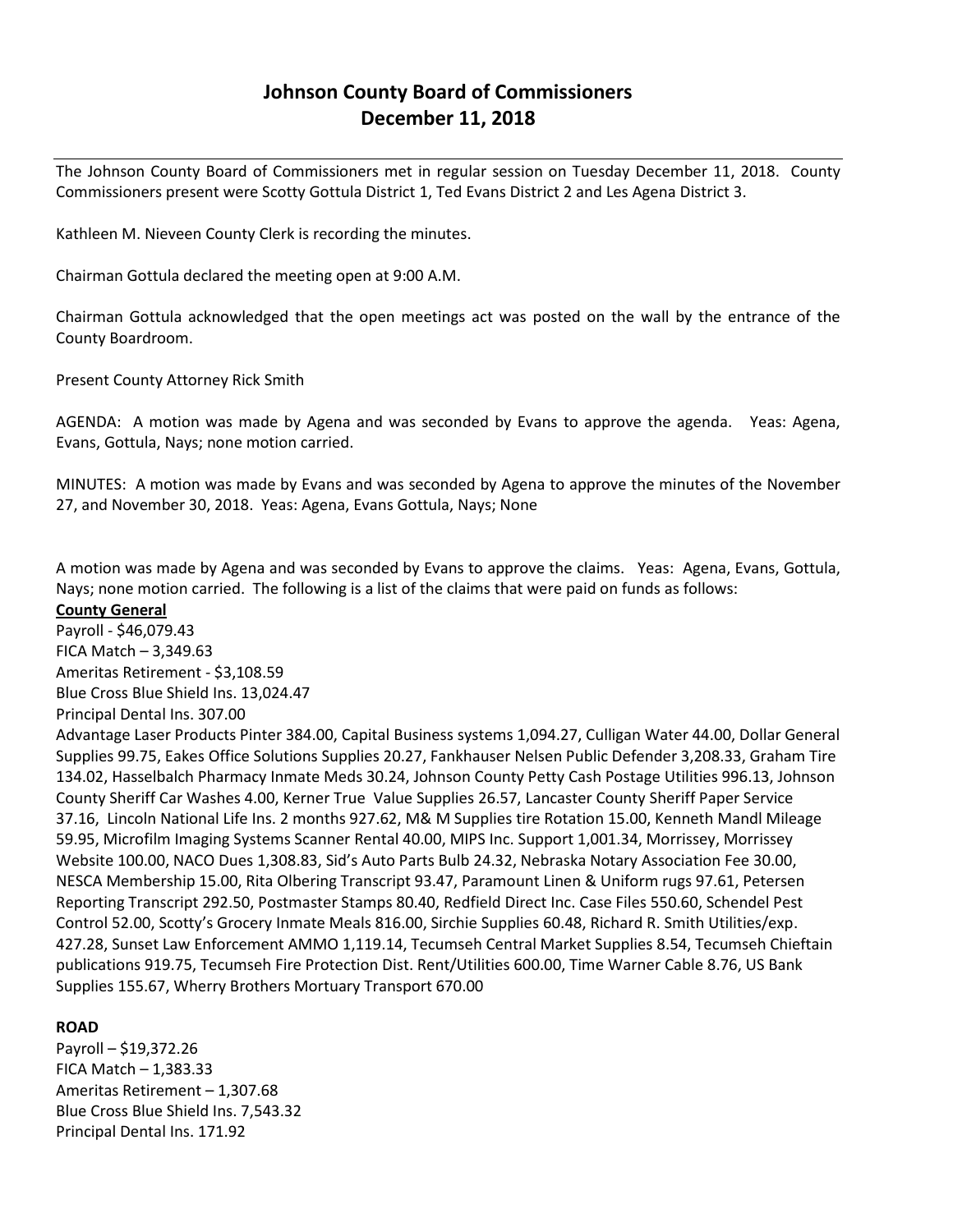# Johnson County Board of Commissioners
# December 11, 2018

The Johnson County Board of Commissioners met in regular session on Tuesday December 11, 2018. County Commissioners present were Scotty Gottula District 1, Ted Evans District 2 and Les Agena District 3.

Kathleen M. Nieveen County Clerk is recording the minutes.

Chairman Gottula declared the meeting open at 9:00 A.M.

Chairman Gottula acknowledged that the open meetings act was posted on the wall by the entrance of the County Boardroom.

Present County Attorney Rick Smith

AGENDA: A motion was made by Agena and was seconded by Evans to approve the agenda. Yeas: Agena, Evans, Gottula, Nays; none motion carried.

MINUTES: A motion was made by Evans and was seconded by Agena to approve the minutes of the November 27, and November 30, 2018. Yeas: Agena, Evans Gottula, Nays; None

A motion was made by Agena and was seconded by Evans to approve the claims. Yeas: Agena, Evans, Gottula, Nays; none motion carried. The following is a list of the claims that were paid on funds as follows:

**County General**

Payroll - $46,079.43
FICA Match – 3,349.63
Ameritas Retirement - $3,108.59
Blue Cross Blue Shield Ins. 13,024.47
Principal Dental Ins. 307.00
Advantage Laser Products Pinter 384.00, Capital Business systems 1,094.27, Culligan Water 44.00, Dollar General Supplies 99.75, Eakes Office Solutions Supplies 20.27, Fankhauser Nelsen Public Defender 3,208.33, Graham Tire 134.02, Hasselbalch Pharmacy Inmate Meds 30.24, Johnson County Petty Cash Postage Utilities 996.13, Johnson County Sheriff Car Washes 4.00, Kerner True Value Supplies 26.57, Lancaster County Sheriff Paper Service 37.16, Lincoln National Life Ins. 2 months 927.62, M& M Supplies tire Rotation 15.00, Kenneth Mandl Mileage 59.95, Microfilm Imaging Systems Scanner Rental 40.00, MIPS Inc. Support 1,001.34, Morrissey, Morrissey Website 100.00, NACO Dues 1,308.83, Sid's Auto Parts Bulb 24.32, Nebraska Notary Association Fee 30.00, NESCA Membership 15.00, Rita Olbering Transcript 93.47, Paramount Linen & Uniform rugs 97.61, Petersen Reporting Transcript 292.50, Postmaster Stamps 80.40, Redfield Direct Inc. Case Files 550.60, Schendel Pest Control 52.00, Scotty's Grocery Inmate Meals 816.00, Sirchie Supplies 60.48, Richard R. Smith Utilities/exp. 427.28, Sunset Law Enforcement AMMO 1,119.14, Tecumseh Central Market Supplies 8.54, Tecumseh Chieftain publications 919.75, Tecumseh Fire Protection Dist. Rent/Utilities 600.00, Time Warner Cable 8.76, US Bank Supplies 155.67, Wherry Brothers Mortuary Transport 670.00

**ROAD**

Payroll – $19,372.26
FICA Match – 1,383.33
Ameritas Retirement – 1,307.68
Blue Cross Blue Shield Ins. 7,543.32
Principal Dental Ins. 171.92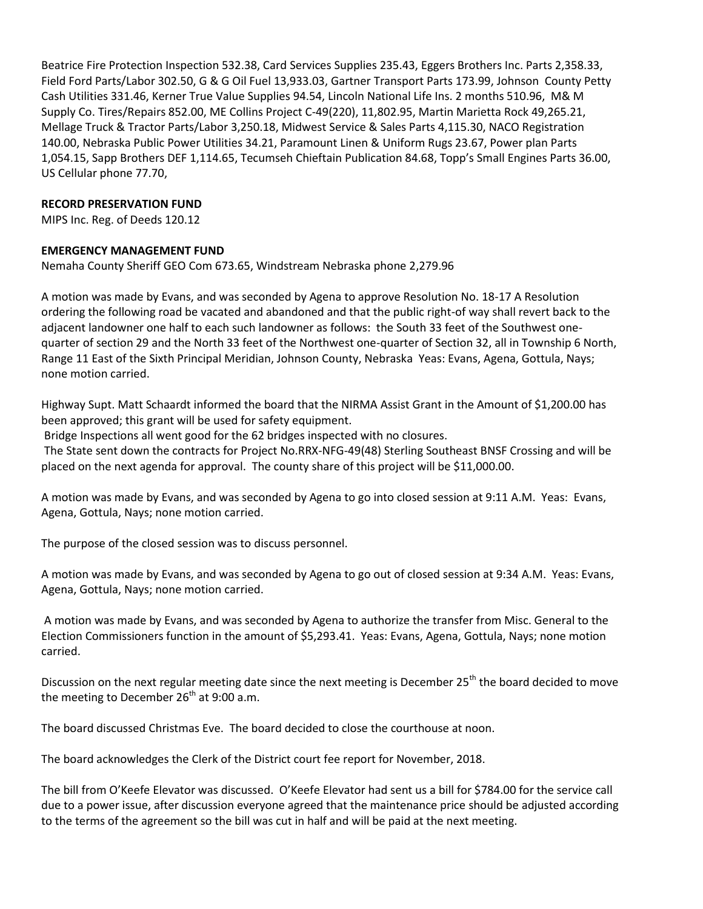Beatrice Fire Protection Inspection 532.38, Card Services Supplies 235.43, Eggers Brothers Inc. Parts 2,358.33, Field Ford Parts/Labor 302.50, G & G Oil Fuel 13,933.03, Gartner Transport Parts 173.99, Johnson County Petty Cash Utilities 331.46, Kerner True Value Supplies 94.54, Lincoln National Life Ins. 2 months 510.96, M& M Supply Co. Tires/Repairs 852.00, ME Collins Project C-49(220), 11,802.95, Martin Marietta Rock 49,265.21, Mellage Truck & Tractor Parts/Labor 3,250.18, Midwest Service & Sales Parts 4,115.30, NACO Registration 140.00, Nebraska Public Power Utilities 34.21, Paramount Linen & Uniform Rugs 23.67, Power plan Parts 1,054.15, Sapp Brothers DEF 1,114.65, Tecumseh Chieftain Publication 84.68, Topp's Small Engines Parts 36.00, US Cellular phone 77.70,

**RECORD PRESERVATION FUND**

MIPS Inc. Reg. of Deeds 120.12

**EMERGENCY MANAGEMENT FUND**

Nemaha County Sheriff GEO Com 673.65, Windstream Nebraska phone 2,279.96

A motion was made by Evans, and was seconded by Agena to approve Resolution No. 18-17 A Resolution ordering the following road be vacated and abandoned and that the public right-of way shall revert back to the adjacent landowner one half to each such landowner as follows: the South 33 feet of the Southwest one-quarter of section 29 and the North 33 feet of the Northwest one-quarter of Section 32, all in Township 6 North, Range 11 East of the Sixth Principal Meridian, Johnson County, Nebraska Yeas: Evans, Agena, Gottula, Nays; none motion carried.

Highway Supt. Matt Schaardt informed the board that the NIRMA Assist Grant in the Amount of $1,200.00 has been approved; this grant will be used for safety equipment.

Bridge Inspections all went good for the 62 bridges inspected with no closures.

The State sent down the contracts for Project No.RRX-NFG-49(48) Sterling Southeast BNSF Crossing and will be placed on the next agenda for approval. The county share of this project will be $11,000.00.

A motion was made by Evans, and was seconded by Agena to go into closed session at 9:11 A.M. Yeas: Evans, Agena, Gottula, Nays; none motion carried.

The purpose of the closed session was to discuss personnel.

A motion was made by Evans, and was seconded by Agena to go out of closed session at 9:34 A.M. Yeas: Evans, Agena, Gottula, Nays; none motion carried.

A motion was made by Evans, and was seconded by Agena to authorize the transfer from Misc. General to the Election Commissioners function in the amount of $5,293.41. Yeas: Evans, Agena, Gottula, Nays; none motion carried.

Discussion on the next regular meeting date since the next meeting is December 25th the board decided to move the meeting to December 26th at 9:00 a.m.

The board discussed Christmas Eve. The board decided to close the courthouse at noon.

The board acknowledges the Clerk of the District court fee report for November, 2018.

The bill from O'Keefe Elevator was discussed. O'Keefe Elevator had sent us a bill for $784.00 for the service call due to a power issue, after discussion everyone agreed that the maintenance price should be adjusted according to the terms of the agreement so the bill was cut in half and will be paid at the next meeting.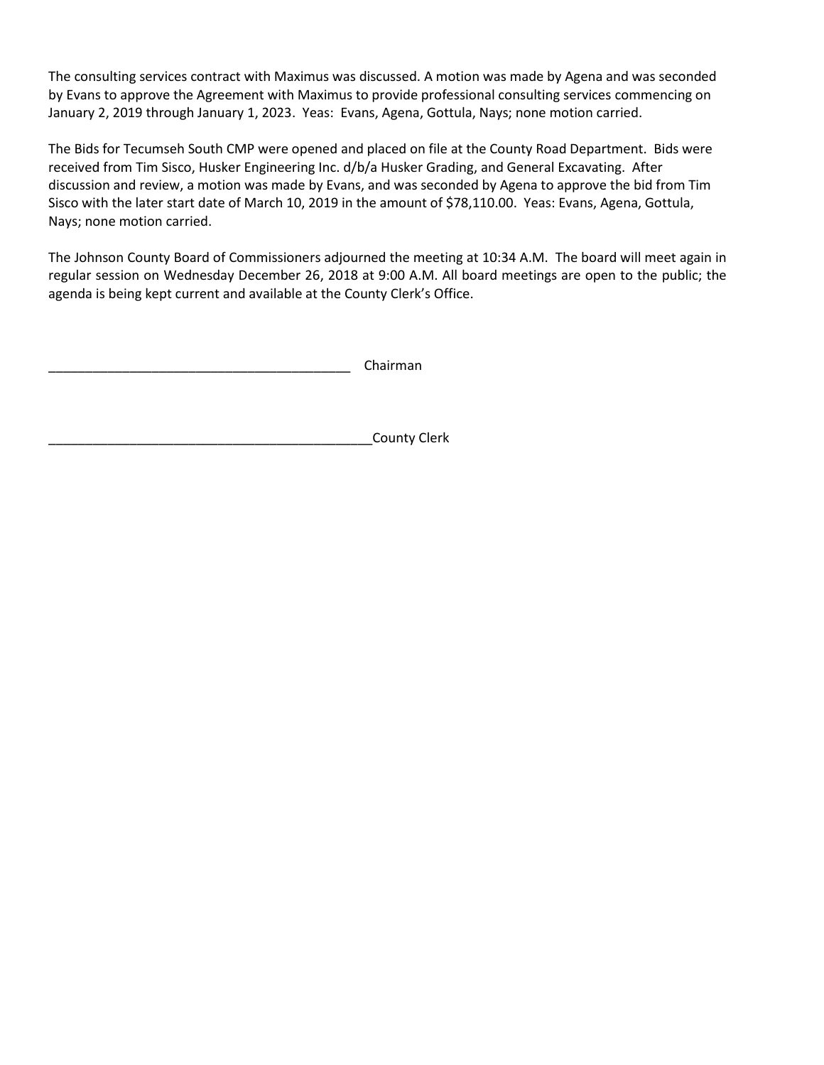The consulting services contract with Maximus was discussed. A motion was made by Agena and was seconded by Evans to approve the Agreement with Maximus to provide professional consulting services commencing on January 2, 2019 through January 1, 2023. Yeas: Evans, Agena, Gottula, Nays; none motion carried.

The Bids for Tecumseh South CMP were opened and placed on file at the County Road Department. Bids were received from Tim Sisco, Husker Engineering Inc. d/b/a Husker Grading, and General Excavating. After discussion and review, a motion was made by Evans, and was seconded by Agena to approve the bid from Tim Sisco with the later start date of March 10, 2019 in the amount of $78,110.00. Yeas: Evans, Agena, Gottula, Nays; none motion carried.

The Johnson County Board of Commissioners adjourned the meeting at 10:34 A.M. The board will meet again in regular session on Wednesday December 26, 2018 at 9:00 A.M. All board meetings are open to the public; the agenda is being kept current and available at the County Clerk's Office.

__________________________________________ Chairman

____________________________________________County Clerk